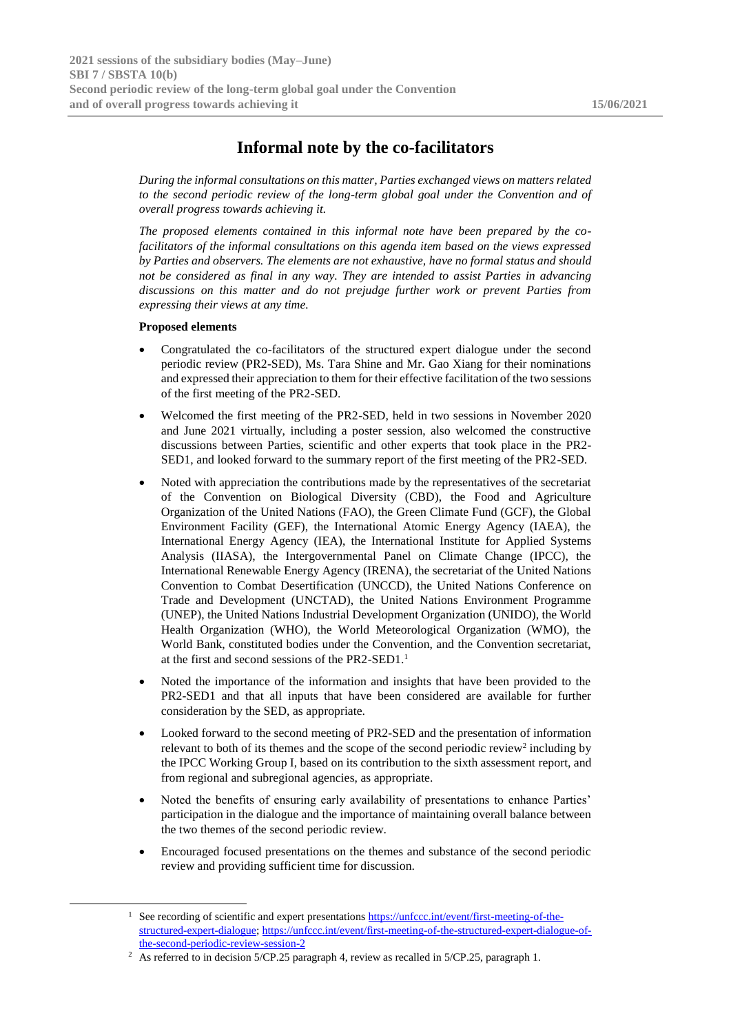# Informal note by the co-facilitators

*During the informal consultations on this matter, Parties exchanged views on matters related to the second periodic review of the long-term global goal under the Convention and of overall progress towards achieving it.*

*The proposed elements contained in this informal note have been prepared by the co-facilitators of the informal consultations on this agenda item based on the views expressed by Parties and observers. The elements are not exhaustive, have no formal status and should not be considered as final in any way. They are intended to assist Parties in advancing discussions on this matter and do not prejudge further work or prevent Parties from expressing their views at any time.*

**Proposed elements**

- Congratulated the co-facilitators of the structured expert dialogue under the second periodic review (PR2-SED), Ms. Tara Shine and Mr. Gao Xiang for their nominations and expressed their appreciation to them for their effective facilitation of the two sessions of the first meeting of the PR2-SED.
- Welcomed the first meeting of the PR2-SED, held in two sessions in November 2020 and June 2021 virtually, including a poster session, also welcomed the constructive discussions between Parties, scientific and other experts that took place in the PR2-SED1, and looked forward to the summary report of the first meeting of the PR2-SED.
- Noted with appreciation the contributions made by the representatives of the secretariat of the Convention on Biological Diversity (CBD), the Food and Agriculture Organization of the United Nations (FAO), the Green Climate Fund (GCF), the Global Environment Facility (GEF), the International Atomic Energy Agency (IAEA), the International Energy Agency (IEA), the International Institute for Applied Systems Analysis (IIASA), the Intergovernmental Panel on Climate Change (IPCC), the International Renewable Energy Agency (IRENA), the secretariat of the United Nations Convention to Combat Desertification (UNCCD), the United Nations Conference on Trade and Development (UNCTAD), the United Nations Environment Programme (UNEP), the United Nations Industrial Development Organization (UNIDO), the World Health Organization (WHO), the World Meteorological Organization (WMO), the World Bank, constituted bodies under the Convention, and the Convention secretariat, at the first and second sessions of the PR2-SED1.[1]
- Noted the importance of the information and insights that have been provided to the PR2-SED1 and that all inputs that have been considered are available for further consideration by the SED, as appropriate.
- Looked forward to the second meeting of PR2-SED and the presentation of information relevant to both of its themes and the scope of the second periodic review[2] including by the IPCC Working Group I, based on its contribution to the sixth assessment report, and from regional and subregional agencies, as appropriate.
- Noted the benefits of ensuring early availability of presentations to enhance Parties' participation in the dialogue and the importance of maintaining overall balance between the two themes of the second periodic review.
- Encouraged focused presentations on the themes and substance of the second periodic review and providing sufficient time for discussion.

---

[1] See recording of scientific and expert presentations https://unfccc.int/event/first-meeting-of-the-structured-expert-dialogue; https://unfccc.int/event/first-meeting-of-the-structured-expert-dialogue-of-the-second-periodic-review-session-2

[2] As referred to in decision 5/CP.25 paragraph 4, review as recalled in 5/CP.25, paragraph 1.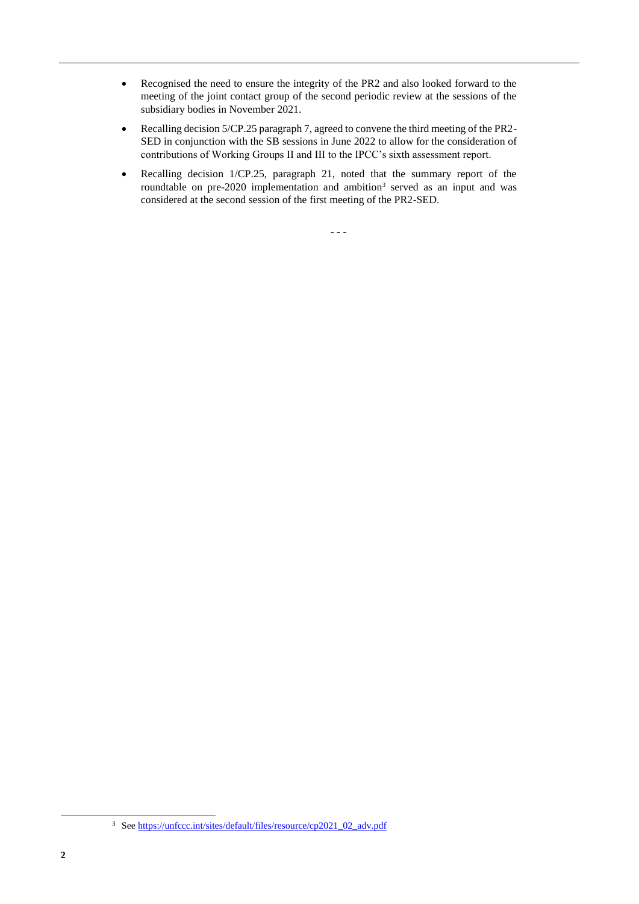- Recognised the need to ensure the integrity of the PR2 and also looked forward to the meeting of the joint contact group of the second periodic review at the sessions of the subsidiary bodies in November 2021.
- Recalling decision 5/CP.25 paragraph 7, agreed to convene the third meeting of the PR2-SED in conjunction with the SB sessions in June 2022 to allow for the consideration of contributions of Working Groups II and III to the IPCC's sixth assessment report.
- Recalling decision 1/CP.25, paragraph 21, noted that the summary report of the roundtable on pre-2020 implementation and ambition[3] served as an input and was considered at the second session of the first meeting of the PR2-SED.

- - -

[3] See https://unfccc.int/sites/default/files/resource/cp2021_02_adv.pdf